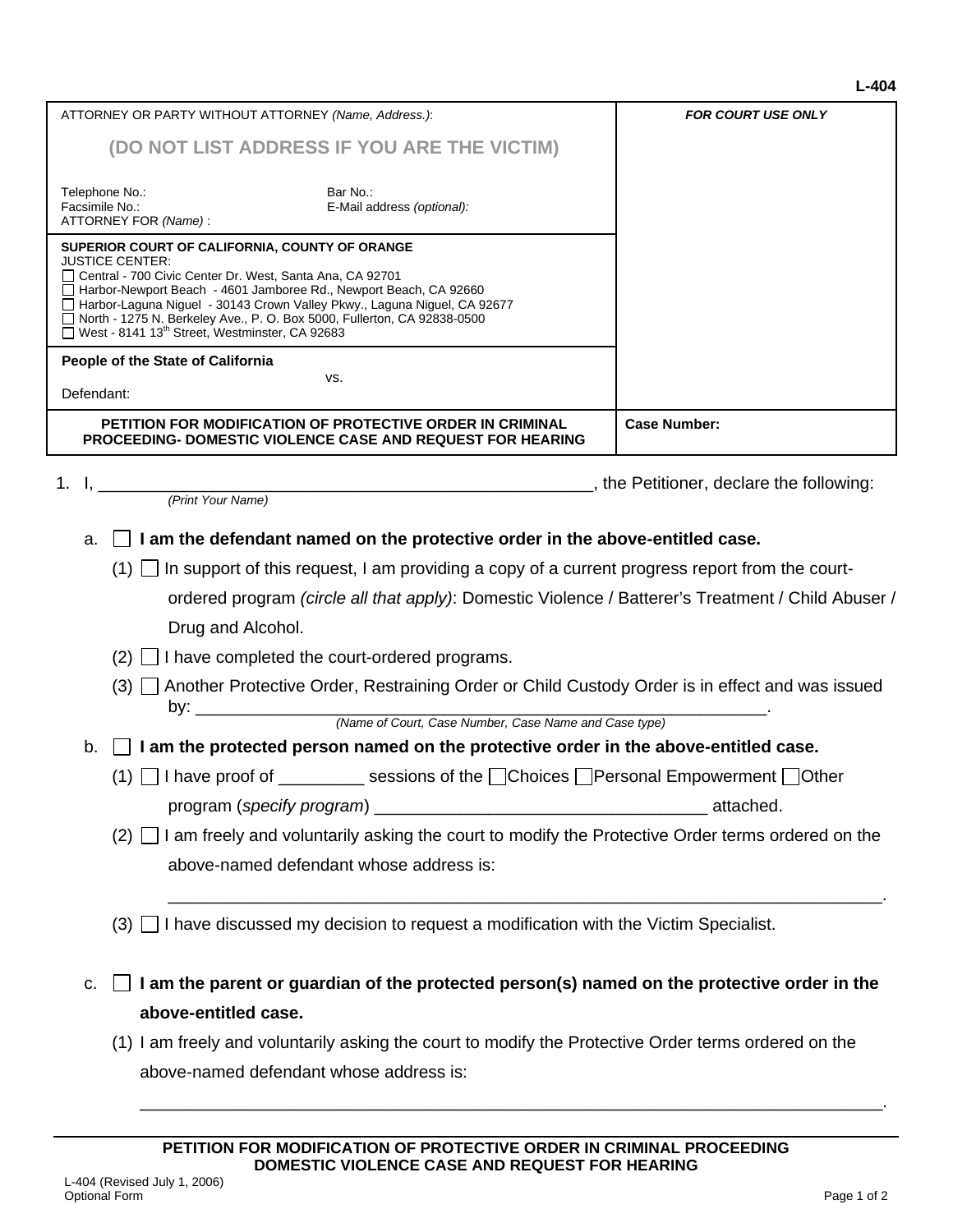L-404

| ATTORNEY OR PARTY WITHOUT ATTORNEY *(Name, Address.)*: **(DO NOT LIST ADDRESS IF YOU ARE THE VICTIM)** Telephone No.: Bar No.: Facsimile No.: E-Mail address *(optional)*: ATTORNEY FOR *(Name)* : | ***FOR COURT USE ONLY*** |
|---|---|
| **SUPERIOR COURT OF CALIFORNIA, COUNTY OF ORANGE** JUSTICE CENTER: ☐ Central - 700 Civic Center Dr. West, Santa Ana, CA 92701 ☐ Harbor-Newport Beach - 4601 Jamboree Rd., Newport Beach, CA 92660 ☐ Harbor-Laguna Niguel - 30143 Crown Valley Pkwy., Laguna Niguel, CA 92677 ☐ North - 1275 N. Berkeley Ave., P. O. Box 5000, Fullerton, CA 92838-0500 ☐ West - 8141 13th Street, Westminster, CA 92683 | |
| **People of the State of California** vs. Defendant: | |
| **PETITION FOR MODIFICATION OF PROTECTIVE ORDER IN CRIMINAL PROCEEDING- DOMESTIC VIOLENCE CASE AND REQUEST FOR HEARING** | **Case Number:** |

1. I, ______________________________________________________, the Petitioner, declare the following:
   *(Print Your Name)*

   a. ☐ **I am the defendant named on the protective order in the above-entitled case.**

      (1) ☐ In support of this request, I am providing a copy of a current progress report from the court-ordered program *(circle all that apply)*: Domestic Violence / Batterer's Treatment / Child Abuser / Drug and Alcohol.

      (2) ☐ I have completed the court-ordered programs.

      (3) ☐ Another Protective Order, Restraining Order or Child Custody Order is in effect and was issued by: ______________________________________________________________.
      *(Name of Court, Case Number, Case Name and Case type)*

   b. ☐ **I am the protected person named on the protective order in the above-entitled case.**

      (1) ☐ I have proof of _________ sessions of the ☐Choices ☐Personal Empowerment ☐Other program (*specify program*) ___________________________________ attached.

      (2) ☐ I am freely and voluntarily asking the court to modify the Protective Order terms ordered on the above-named defendant whose address is:

      ___________________________________________________________________________.

      (3) ☐ I have discussed my decision to request a modification with the Victim Specialist.

   c. ☐ **I am the parent or guardian of the protected person(s) named on the protective order in the above-entitled case.**

      (1) I am freely and voluntarily asking the court to modify the Protective Order terms ordered on the above-named defendant whose address is:

      ___________________________________________________________________________.

**PETITION FOR MODIFICATION OF PROTECTIVE ORDER IN CRIMINAL PROCEEDING DOMESTIC VIOLENCE CASE AND REQUEST FOR HEARING**

L-404 (Revised July 1, 2006)
Optional Form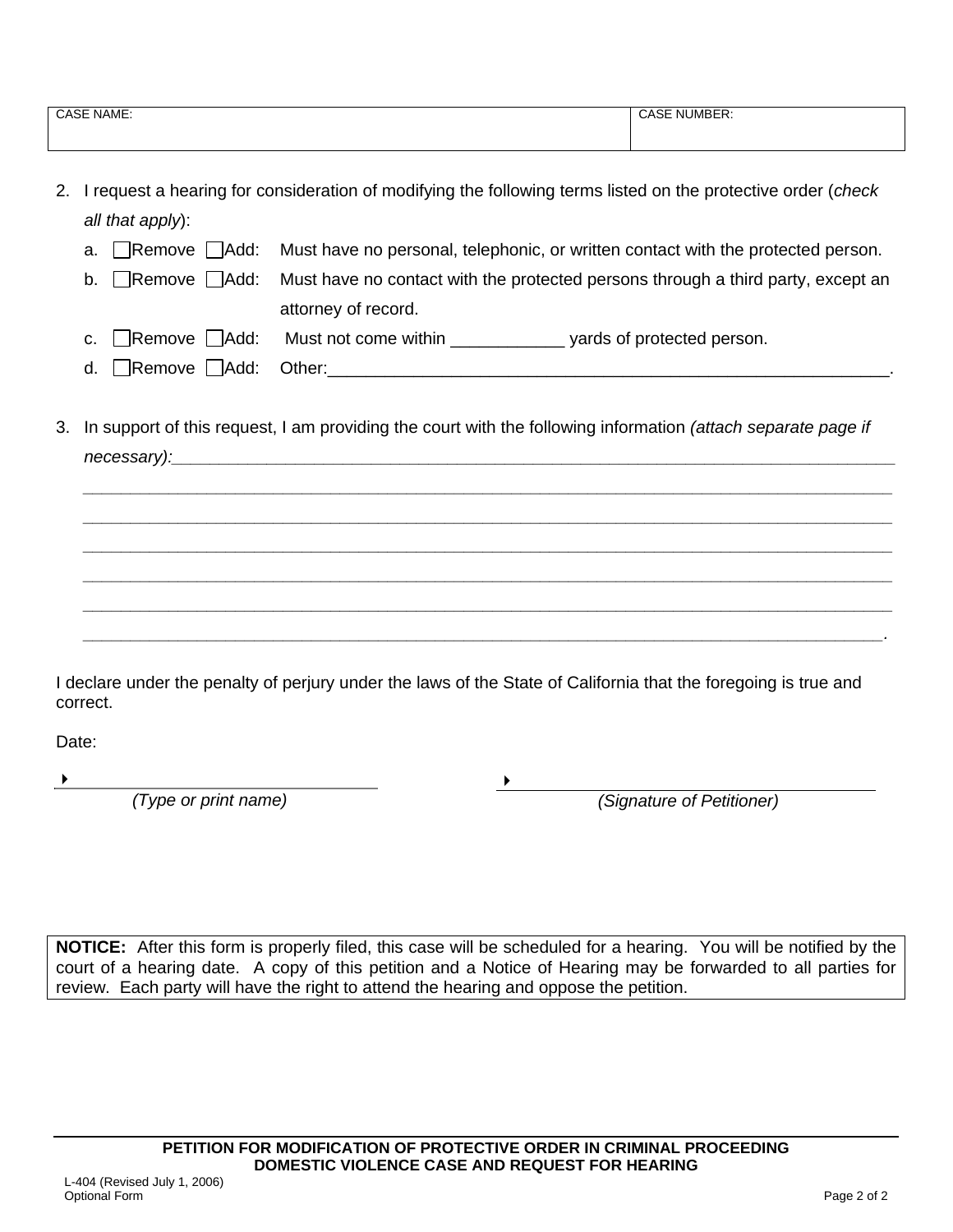| CASE NAME: | CASE NUMBER: |
|---|---|
| | |

2. I request a hearing for consideration of modifying the following terms listed on the protective order (*check all that apply*):

   a. ☐Remove ☐Add: Must have no personal, telephonic, or written contact with the protected person.

   b. ☐Remove ☐Add: Must have no contact with the protected persons through a third party, except an attorney of record.

   c. ☐Remove ☐Add: Must not come within ____________ yards of protected person.

   d. ☐Remove ☐Add: Other:_____________________________________________________________.

3. In support of this request, I am providing the court with the following information *(attach separate page if necessary):*______________________________________________________________________________

______________________________________________________________________________________________

______________________________________________________________________________________________

______________________________________________________________________________________________

______________________________________________________________________________________________

______________________________________________________________________________________________

______________________________________________________________________________________________.

I declare under the penalty of perjury under the laws of the State of California that the foregoing is true and correct.

Date:

▸ ____________________________________ (*Type or print name*)

▸ ____________________________________ (*Signature of Petitioner*)

**NOTICE:** After this form is properly filed, this case will be scheduled for a hearing. You will be notified by the court of a hearing date. A copy of this petition and a Notice of Hearing may be forwarded to all parties for review. Each party will have the right to attend the hearing and oppose the petition.

**PETITION FOR MODIFICATION OF PROTECTIVE ORDER IN CRIMINAL PROCEEDING DOMESTIC VIOLENCE CASE AND REQUEST FOR HEARING**

L-404 (Revised July 1, 2006)
Optional Form